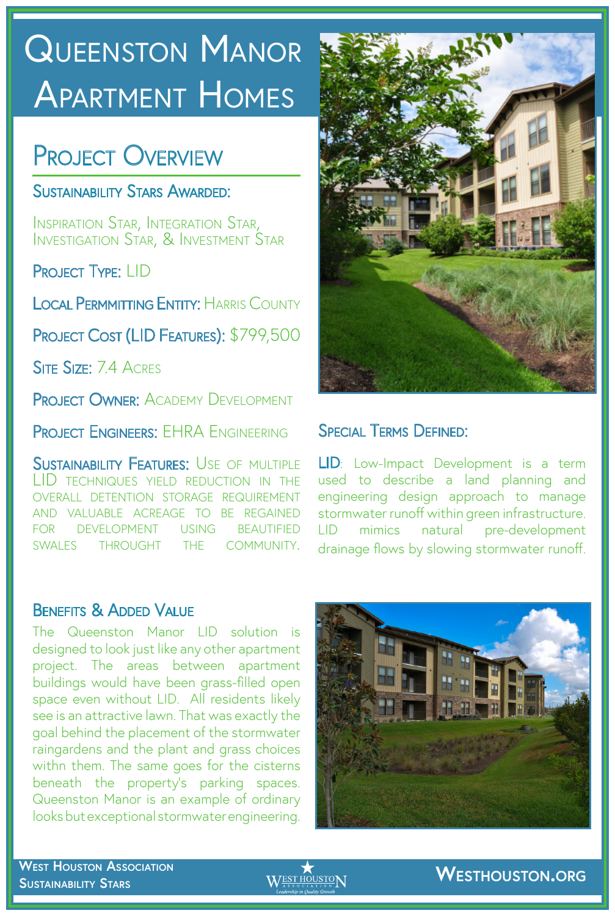# Queenston Manor Apartment Homes

## Project Overview

**Sustainability Stars Awarded:**

Inspiration Star, Integration Star, Investigation Star, & Investment Star

**Project Type:** LID

**Local Permmitting Entity:** Harris County

**Project Cost (LID Features):** $799,500

**Site Size:** 7.4 Acres

**Project Owner:** Academy Development

**Project Engineers:** EHRA Engineering

**Sustainability Features:** Use of multiple LID techniques yield reduction in the overall detention storage requirement and valuable acreage to be regained for development using beautified swales throught the community.

### Special Terms Defined:

**LID**: Low-Impact Development is a term used to describe a land planning and engineering design approach to manage stormwater runoff within green infrastructure. LID mimics natural pre-development drainage flows by slowing stormwater runoff.

### Benefits & Added Value

The Queenston Manor LID solution is designed to look just like any other apartment project. The areas between apartment buildings would have been grass-filled open space even without LID. All residents likely see is an attractive lawn. That was exactly the goal behind the placement of the stormwater raingardens and the plant and grass choices withn them. The same goes for the cisterns beneath the property's parking spaces. Queenston Manor is an example of ordinary looks but exceptional stormwater engineering.

West Houston Association Sustainability Stars

West Houston Association — Leadership in Quality Growth

Westhouston.org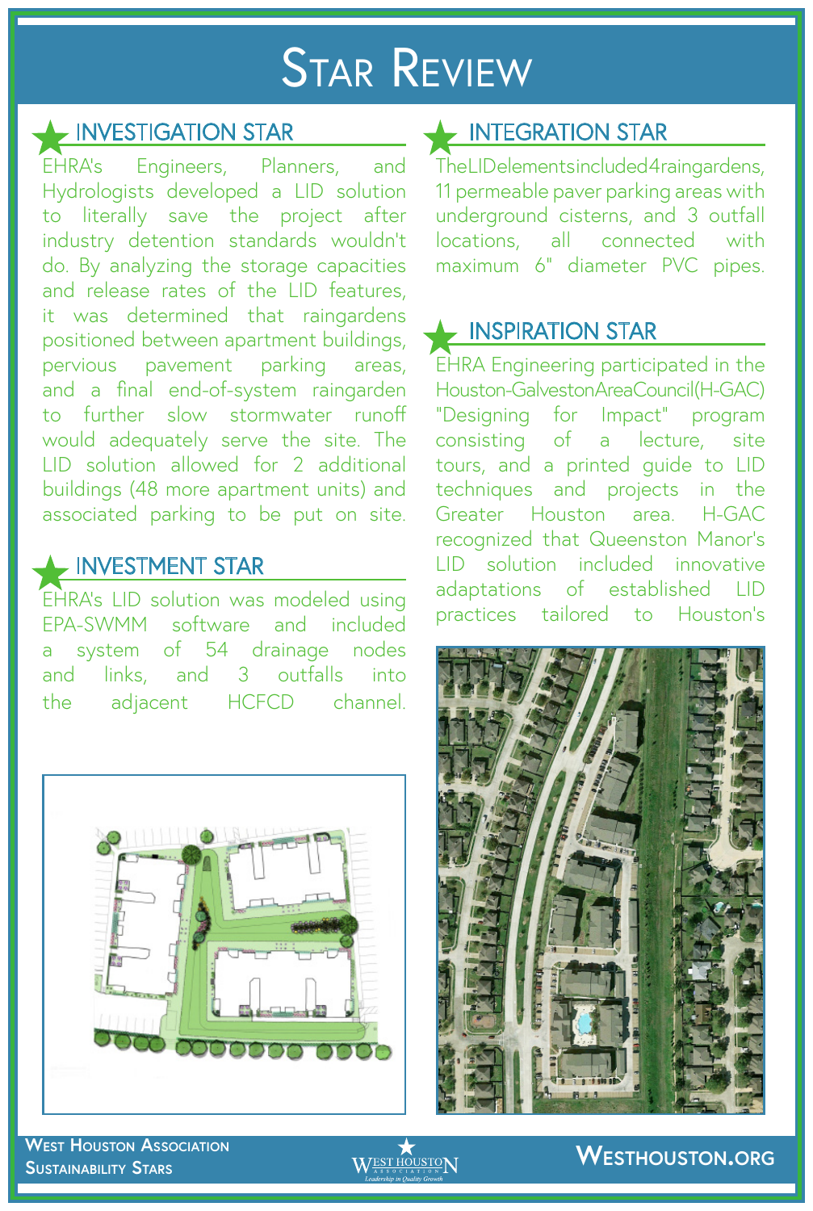# Star Review

## INVESTIGATION STAR

EHRA's Engineers, Planners, and Hydrologists developed a LID solution to literally save the project after industry detention standards wouldn't do. By analyzing the storage capacities and release rates of the LID features, it was determined that raingardens positioned between apartment buildings, pervious pavement parking areas, and a final end-of-system raingarden to further slow stormwater runoff would adequately serve the site. The LID solution allowed for 2 additional buildings (48 more apartment units) and associated parking to be put on site.

## INVESTMENT STAR

EHRA's LID solution was modeled using EPA-SWMM software and included a system of 54 drainage nodes and links, and 3 outfalls into the adjacent HCFCD channel.

## INTEGRATION STAR

The LID elements included 4 raingardens, 11 permeable paver parking areas with underground cisterns, and 3 outfall locations, all connected with maximum 6" diameter PVC pipes.

## INSPIRATION STAR

EHRA Engineering participated in the Houston-Galveston Area Council (H-GAC) "Designing for Impact" program consisting of a lecture, site tours, and a printed guide to LID techniques and projects in the Greater Houston area. H-GAC recognized that Queenston Manor's LID solution included innovative adaptations of established LID practices tailored to Houston's

West Houston Association Sustainability Stars

WESTHOUSTON.ORG